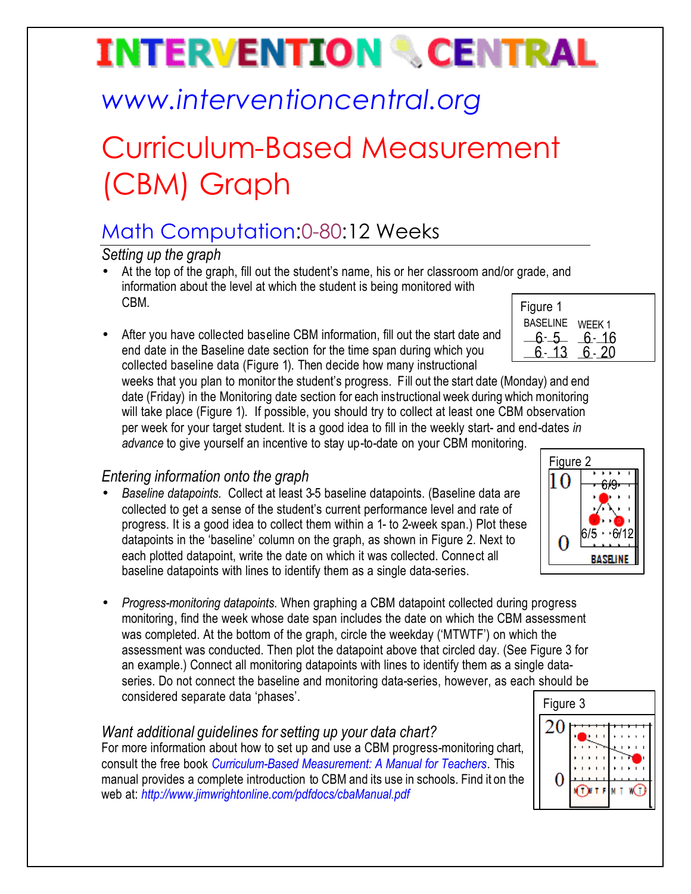# INTERVENTION CENTRAL

www.interventioncentral.org

# Curriculum-Based Measurement (CBM) Graph

## Math Computation:0-80:12 Weeks

### *Setting up the graph*

- At the top of the graph, fill out the student's name, his or her classroom and/or grade, and information about the level at which the student is being monitored with CBM.

- After you have collected baseline CBM information, fill out the start date and end date in the Baseline date section for the time span during which you collected baseline data (Figure 1). Then decide how many instructional weeks that you plan to monitor the student's progress. Fill out the start date (Monday) and end date (Friday) in the Monitoring date section for each instructional week during which monitoring will take place (Figure 1). If possible, you should try to collect at least one CBM observation per week for your target student. It is a good idea to fill in the weekly start- and end-dates *in advance* to give yourself an incentive to stay up-to-date on your CBM monitoring.

Figure 1

| BASELINE | WEEK 1 |
|---|---|
| 6- 5 | 6- 16 |
| 6- 13 | 6- 20 |

### *Entering information onto the graph*

- *Baseline datapoints*. Collect at least 3-5 baseline datapoints. (Baseline data are collected to get a sense of the student's current performance level and rate of progress. It is a good idea to collect them within a 1- to 2-week span.) Plot these datapoints in the 'baseline' column on the graph, as shown in Figure 2. Next to each plotted datapoint, write the date on which it was collected. Connect all baseline datapoints with lines to identify them as a single data-series.

Figure 2

- *Progress-monitoring datapoints*. When graphing a CBM datapoint collected during progress monitoring, find the week whose date span includes the date on which the CBM assessment was completed. At the bottom of the graph, circle the weekday ('MTWTF') on which the assessment was conducted. Then plot the datapoint above that circled day. (See Figure 3 for an example.) Connect all monitoring datapoints with lines to identify them as a single data-series. Do not connect the baseline and monitoring data-series, however, as each should be considered separate data 'phases'.

Figure 3

### *Want additional guidelines for setting up your data chart?*

For more information about how to set up and use a CBM progress-monitoring chart, consult the free book *Curriculum-Based Measurement: A Manual for Teachers*. This manual provides a complete introduction to CBM and its use in schools. Find it on the web at: *http://www.jimwrightonline.com/pdfdocs/cbaManual.pdf*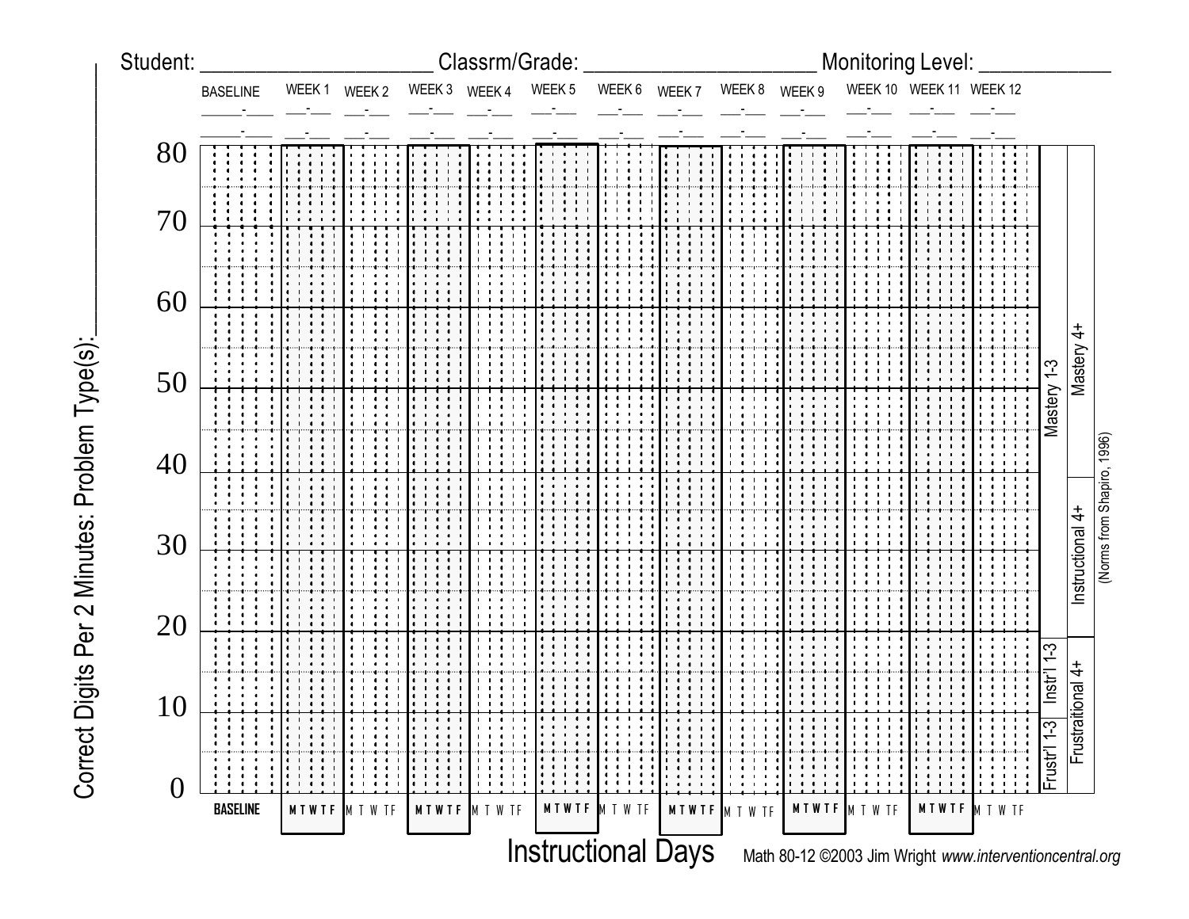Student: ______________________ Classrm/Grade: ______________________ Monitoring Level: ____________

BASELINE WEEK 1 WEEK 2 WEEK 3 WEEK 4 WEEK 5 WEEK 6 WEEK 7 WEEK 8 WEEK 9 WEEK 10 WEEK 11 WEEK 12

Correct Digits Per 2 Minutes: Problem Type(s):____________

80

70

60

50

40

30

20

10

0

BASELINE M T W T F M T W T F M T W T F M T W T F M T W T F M T W T F M T W T F M T W T F M T W T F M T W T F M T W T F M T W T F M T W T F

Instructional Days

Mastery 1-3

Instr'l 1-3

Frustr'l 1-3

Mastery 4+

Instructional 4+

Frustraitional 4+

(Norms from Shapiro, 1996)

Math 80-12 ©2003 Jim Wright *www.interventioncentral.org*